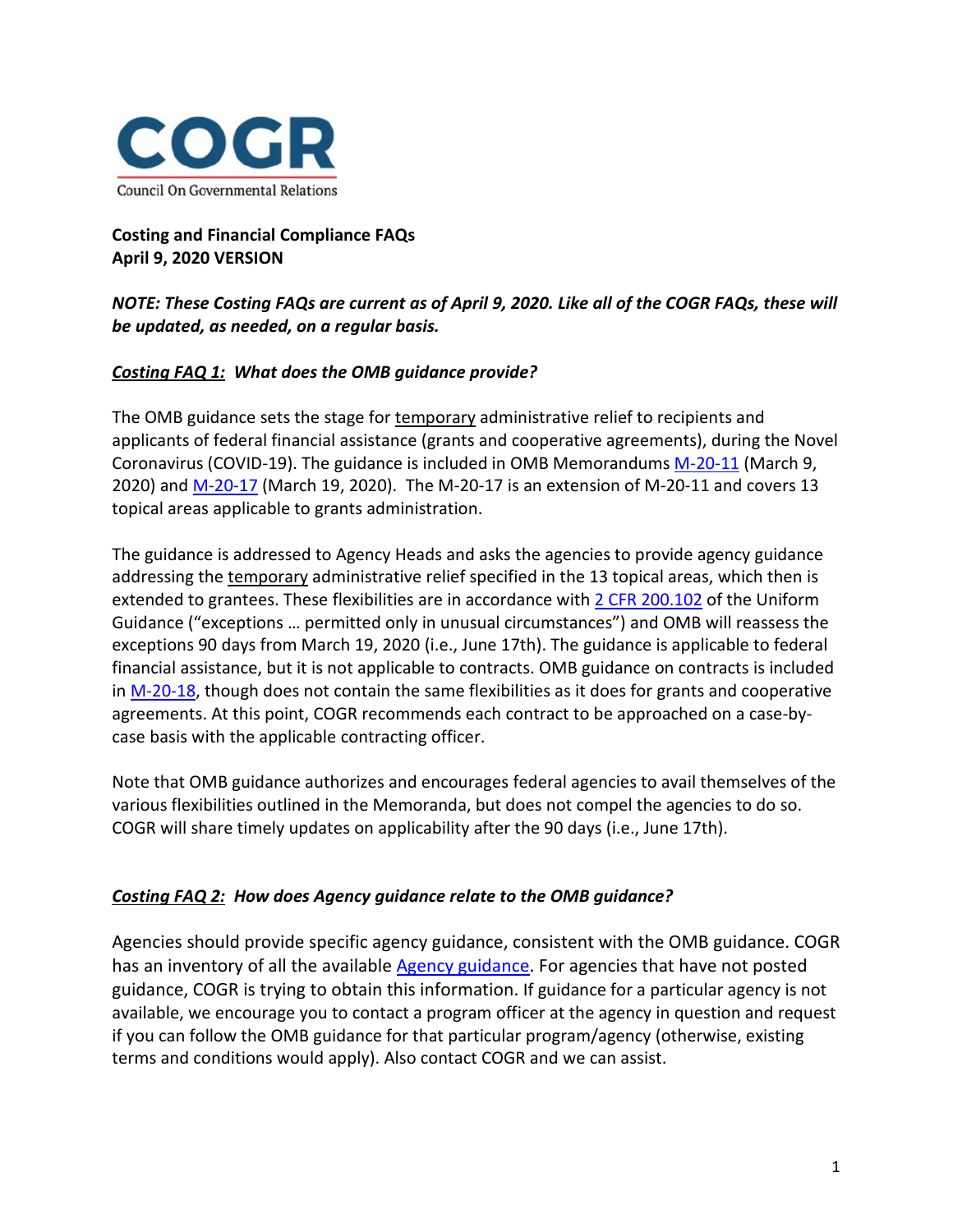COGR

Council On Governmental Relations

**Costing and Financial Compliance FAQs**
**April 9, 2020 VERSION**

***NOTE: These Costing FAQs are current as of April 9, 2020. Like all of the COGR FAQs, these will be updated, as needed, on a regular basis.***

***Costing FAQ 1:* *What does the OMB guidance provide?***

The OMB guidance sets the stage for temporary administrative relief to recipients and applicants of federal financial assistance (grants and cooperative agreements), during the Novel Coronavirus (COVID-19). The guidance is included in OMB Memorandums M-20-11 (March 9, 2020) and M-20-17 (March 19, 2020). The M-20-17 is an extension of M-20-11 and covers 13 topical areas applicable to grants administration.

The guidance is addressed to Agency Heads and asks the agencies to provide agency guidance addressing the temporary administrative relief specified in the 13 topical areas, which then is extended to grantees. These flexibilities are in accordance with 2 CFR 200.102 of the Uniform Guidance ("exceptions … permitted only in unusual circumstances") and OMB will reassess the exceptions 90 days from March 19, 2020 (i.e., June 17th). The guidance is applicable to federal financial assistance, but it is not applicable to contracts. OMB guidance on contracts is included in M-20-18, though does not contain the same flexibilities as it does for grants and cooperative agreements. At this point, COGR recommends each contract to be approached on a case-by-case basis with the applicable contracting officer.

Note that OMB guidance authorizes and encourages federal agencies to avail themselves of the various flexibilities outlined in the Memoranda, but does not compel the agencies to do so. COGR will share timely updates on applicability after the 90 days (i.e., June 17th).

***Costing FAQ 2:* *How does Agency guidance relate to the OMB guidance?***

Agencies should provide specific agency guidance, consistent with the OMB guidance. COGR has an inventory of all the available Agency guidance. For agencies that have not posted guidance, COGR is trying to obtain this information. If guidance for a particular agency is not available, we encourage you to contact a program officer at the agency in question and request if you can follow the OMB guidance for that particular program/agency (otherwise, existing terms and conditions would apply). Also contact COGR and we can assist.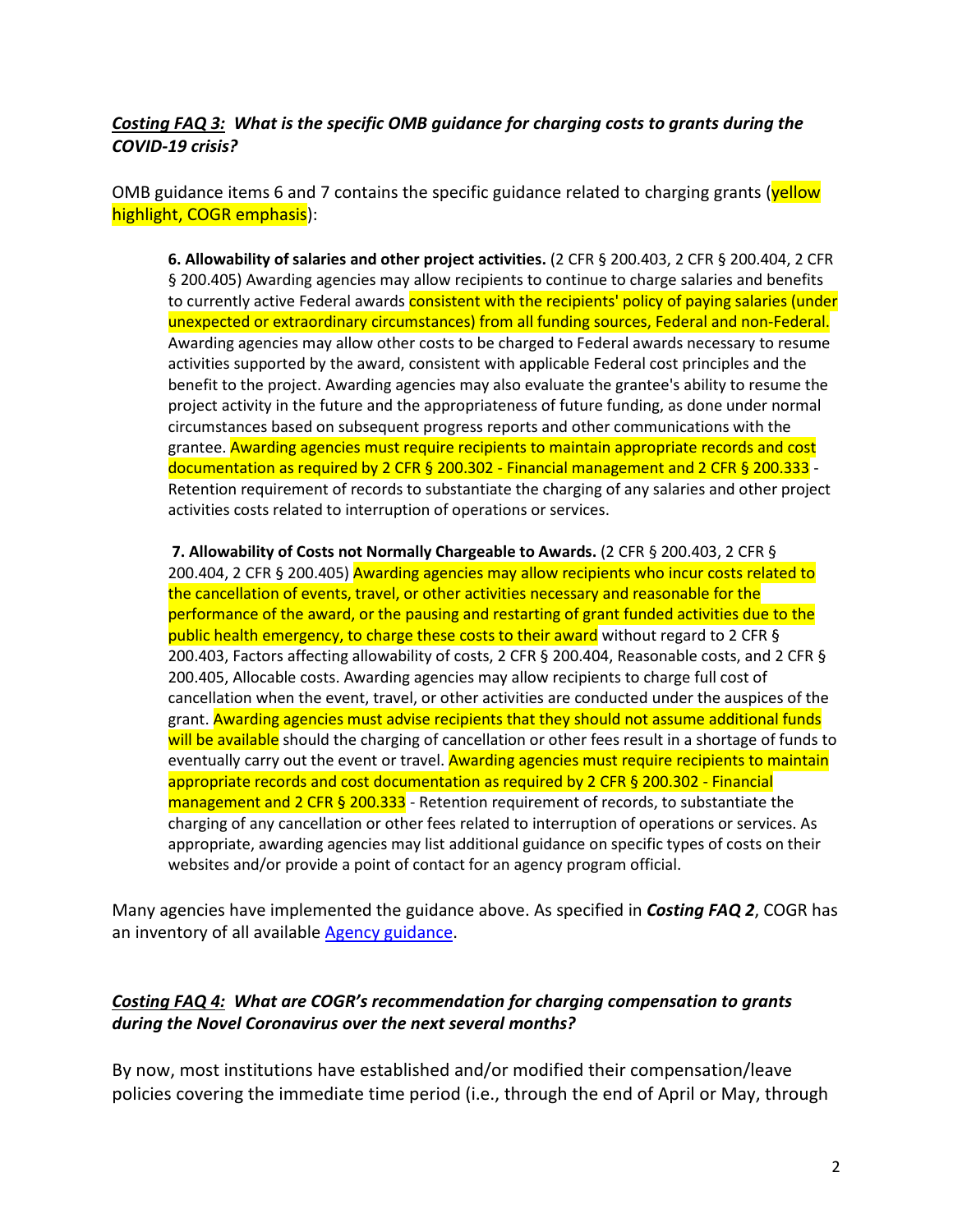***Costing FAQ 3:** What is the specific OMB guidance for charging costs to grants during the COVID-19 crisis?*

OMB guidance items 6 and 7 contains the specific guidance related to charging grants (yellow highlight, COGR emphasis):

> **6. Allowability of salaries and other project activities.** (2 CFR § 200.403, 2 CFR § 200.404, 2 CFR § 200.405) Awarding agencies may allow recipients to continue to charge salaries and benefits to currently active Federal awards consistent with the recipients' policy of paying salaries (under unexpected or extraordinary circumstances) from all funding sources, Federal and non-Federal. Awarding agencies may allow other costs to be charged to Federal awards necessary to resume activities supported by the award, consistent with applicable Federal cost principles and the benefit to the project. Awarding agencies may also evaluate the grantee's ability to resume the project activity in the future and the appropriateness of future funding, as done under normal circumstances based on subsequent progress reports and other communications with the grantee. Awarding agencies must require recipients to maintain appropriate records and cost documentation as required by 2 CFR § 200.302 - Financial management and 2 CFR § 200.333 - Retention requirement of records to substantiate the charging of any salaries and other project activities costs related to interruption of operations or services.
>
> **7. Allowability of Costs not Normally Chargeable to Awards.** (2 CFR § 200.403, 2 CFR § 200.404, 2 CFR § 200.405) Awarding agencies may allow recipients who incur costs related to the cancellation of events, travel, or other activities necessary and reasonable for the performance of the award, or the pausing and restarting of grant funded activities due to the public health emergency, to charge these costs to their award without regard to 2 CFR § 200.403, Factors affecting allowability of costs, 2 CFR § 200.404, Reasonable costs, and 2 CFR § 200.405, Allocable costs. Awarding agencies may allow recipients to charge full cost of cancellation when the event, travel, or other activities are conducted under the auspices of the grant. Awarding agencies must advise recipients that they should not assume additional funds will be available should the charging of cancellation or other fees result in a shortage of funds to eventually carry out the event or travel. Awarding agencies must require recipients to maintain appropriate records and cost documentation as required by 2 CFR § 200.302 - Financial management and 2 CFR § 200.333 - Retention requirement of records, to substantiate the charging of any cancellation or other fees related to interruption of operations or services. As appropriate, awarding agencies may list additional guidance on specific types of costs on their websites and/or provide a point of contact for an agency program official.

Many agencies have implemented the guidance above. As specified in ***Costing FAQ 2***, COGR has an inventory of all available Agency guidance.

***Costing FAQ 4:** What are COGR's recommendation for charging compensation to grants during the Novel Coronavirus over the next several months?*

By now, most institutions have established and/or modified their compensation/leave policies covering the immediate time period (i.e., through the end of April or May, through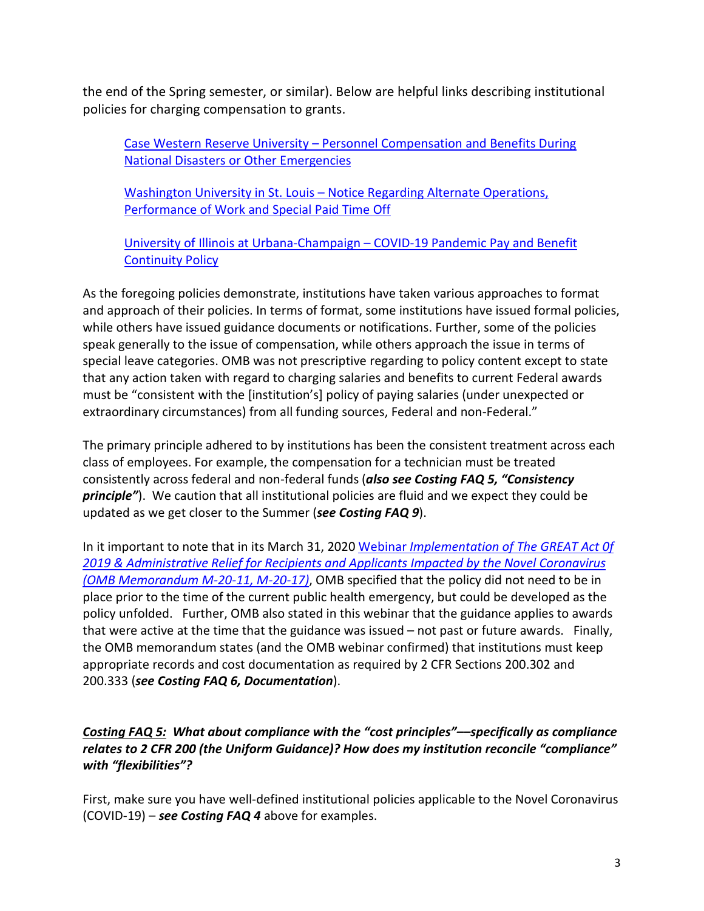the end of the Spring semester, or similar). Below are helpful links describing institutional policies for charging compensation to grants.

> Case Western Reserve University – Personnel Compensation and Benefits During National Disasters or Other Emergencies
>
> Washington University in St. Louis – Notice Regarding Alternate Operations, Performance of Work and Special Paid Time Off
>
> University of Illinois at Urbana-Champaign – COVID-19 Pandemic Pay and Benefit Continuity Policy

As the foregoing policies demonstrate, institutions have taken various approaches to format and approach of their policies. In terms of format, some institutions have issued formal policies, while others have issued guidance documents or notifications. Further, some of the policies speak generally to the issue of compensation, while others approach the issue in terms of special leave categories. OMB was not prescriptive regarding to policy content except to state that any action taken with regard to charging salaries and benefits to current Federal awards must be "consistent with the [institution's] policy of paying salaries (under unexpected or extraordinary circumstances) from all funding sources, Federal and non-Federal."

The primary principle adhered to by institutions has been the consistent treatment across each class of employees. For example, the compensation for a technician must be treated consistently across federal and non-federal funds (***also see Costing FAQ 5, "Consistency principle"***). We caution that all institutional policies are fluid and we expect they could be updated as we get closer to the Summer (***see Costing FAQ 9***).

In it important to note that in its March 31, 2020 Webinar *Implementation of The GREAT Act Of 2019 & Administrative Relief for Recipients and Applicants Impacted by the Novel Coronavirus (OMB Memorandum M-20-11, M-20-17)*, OMB specified that the policy did not need to be in place prior to the time of the current public health emergency, but could be developed as the policy unfolded. Further, OMB also stated in this webinar that the guidance applies to awards that were active at the time that the guidance was issued – not past or future awards. Finally, the OMB memorandum states (and the OMB webinar confirmed) that institutions must keep appropriate records and cost documentation as required by 2 CFR Sections 200.302 and 200.333 (***see Costing FAQ 6, Documentation***).

***Costing FAQ 5:* What about compliance with the "cost principles"—specifically as compliance relates to 2 CFR 200 (the Uniform Guidance)? How does my institution reconcile "compliance" with "flexibilities"?**

First, make sure you have well-defined institutional policies applicable to the Novel Coronavirus (COVID-19) – ***see Costing FAQ 4*** above for examples.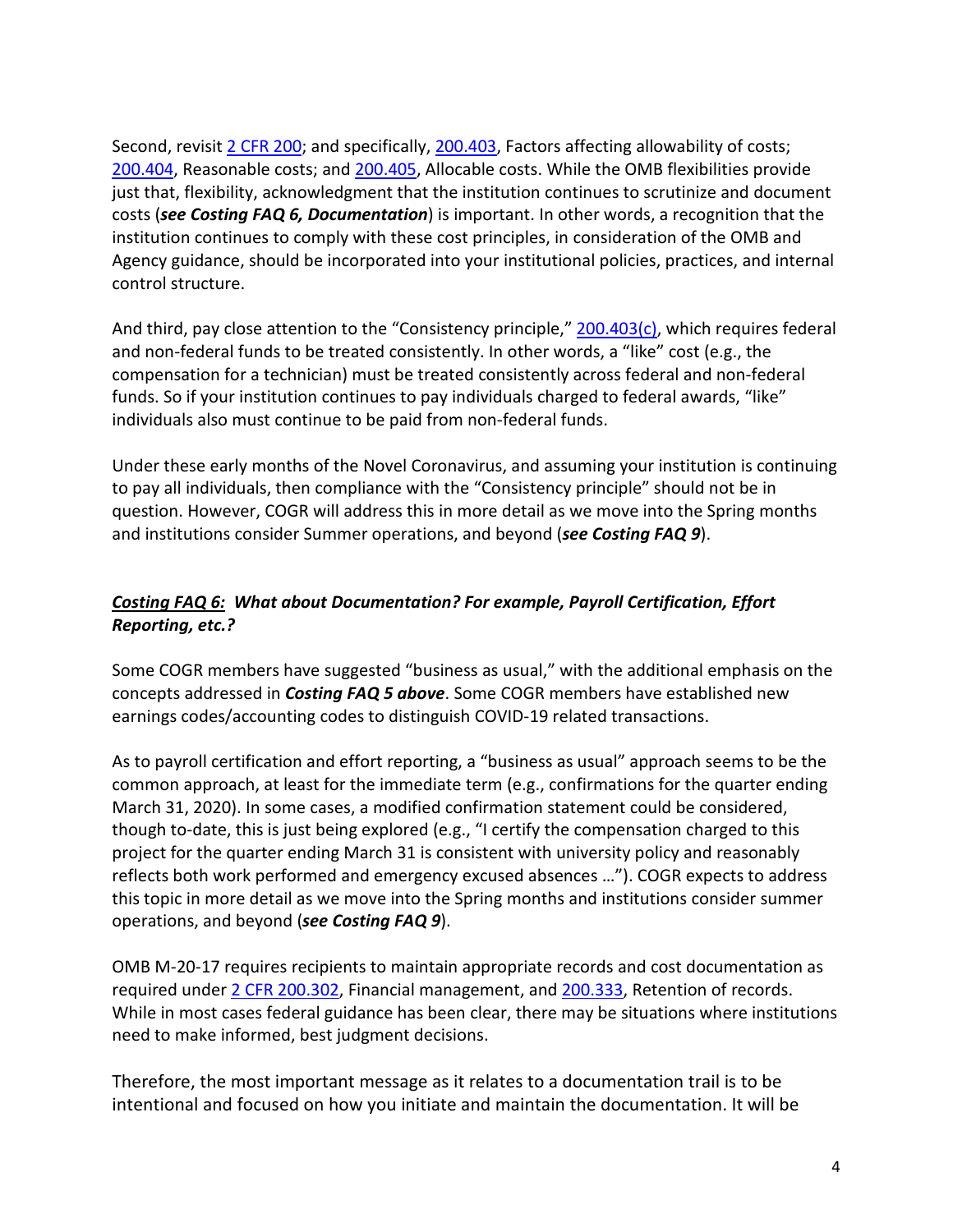Second, revisit 2 CFR 200; and specifically, 200.403, Factors affecting allowability of costs; 200.404, Reasonable costs; and 200.405, Allocable costs. While the OMB flexibilities provide just that, flexibility, acknowledgment that the institution continues to scrutinize and document costs (***see Costing FAQ 6, Documentation***) is important. In other words, a recognition that the institution continues to comply with these cost principles, in consideration of the OMB and Agency guidance, should be incorporated into your institutional policies, practices, and internal control structure.

And third, pay close attention to the "Consistency principle," 200.403(c), which requires federal and non-federal funds to be treated consistently. In other words, a "like" cost (e.g., the compensation for a technician) must be treated consistently across federal and non-federal funds. So if your institution continues to pay individuals charged to federal awards, "like" individuals also must continue to be paid from non-federal funds.

Under these early months of the Novel Coronavirus, and assuming your institution is continuing to pay all individuals, then compliance with the "Consistency principle" should not be in question. However, COGR will address this in more detail as we move into the Spring months and institutions consider Summer operations, and beyond (***see Costing FAQ 9***).

***<u>Costing FAQ 6:</u> What about Documentation? For example, Payroll Certification, Effort Reporting, etc.?***

Some COGR members have suggested "business as usual," with the additional emphasis on the concepts addressed in ***Costing FAQ 5 above***. Some COGR members have established new earnings codes/accounting codes to distinguish COVID-19 related transactions.

As to payroll certification and effort reporting, a "business as usual" approach seems to be the common approach, at least for the immediate term (e.g., confirmations for the quarter ending March 31, 2020). In some cases, a modified confirmation statement could be considered, though to-date, this is just being explored (e.g., "I certify the compensation charged to this project for the quarter ending March 31 is consistent with university policy and reasonably reflects both work performed and emergency excused absences …"). COGR expects to address this topic in more detail as we move into the Spring months and institutions consider summer operations, and beyond (***see Costing FAQ 9***).

OMB M-20-17 requires recipients to maintain appropriate records and cost documentation as required under 2 CFR 200.302, Financial management, and 200.333, Retention of records. While in most cases federal guidance has been clear, there may be situations where institutions need to make informed, best judgment decisions.

Therefore, the most important message as it relates to a documentation trail is to be intentional and focused on how you initiate and maintain the documentation. It will be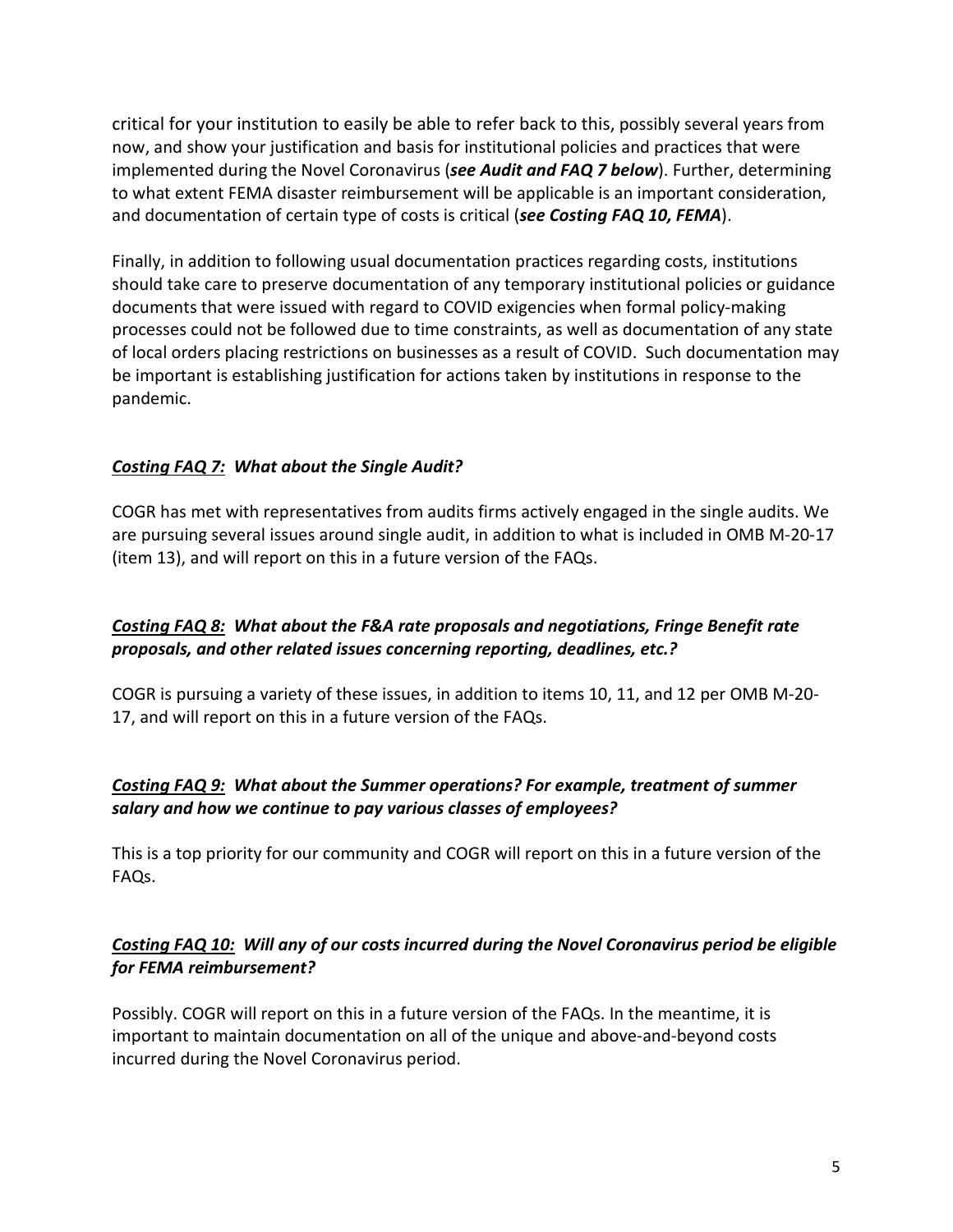critical for your institution to easily be able to refer back to this, possibly several years from now, and show your justification and basis for institutional policies and practices that were implemented during the Novel Coronavirus (***see Audit and FAQ 7 below***). Further, determining to what extent FEMA disaster reimbursement will be applicable is an important consideration, and documentation of certain type of costs is critical (***see Costing FAQ 10, FEMA***).

Finally, in addition to following usual documentation practices regarding costs, institutions should take care to preserve documentation of any temporary institutional policies or guidance documents that were issued with regard to COVID exigencies when formal policy-making processes could not be followed due to time constraints, as well as documentation of any state of local orders placing restrictions on businesses as a result of COVID. Such documentation may be important is establishing justification for actions taken by institutions in response to the pandemic.

### ***Costing FAQ 7:  What about the Single Audit?***

COGR has met with representatives from audits firms actively engaged in the single audits. We are pursuing several issues around single audit, in addition to what is included in OMB M-20-17 (item 13), and will report on this in a future version of the FAQs.

### ***Costing FAQ 8:  What about the F&A rate proposals and negotiations, Fringe Benefit rate proposals, and other related issues concerning reporting, deadlines, etc.?***

COGR is pursuing a variety of these issues, in addition to items 10, 11, and 12 per OMB M-20-17, and will report on this in a future version of the FAQs.

### ***Costing FAQ 9:  What about the Summer operations? For example, treatment of summer salary and how we continue to pay various classes of employees?***

This is a top priority for our community and COGR will report on this in a future version of the FAQs.

### ***Costing FAQ 10:  Will any of our costs incurred during the Novel Coronavirus period be eligible for FEMA reimbursement?***

Possibly. COGR will report on this in a future version of the FAQs. In the meantime, it is important to maintain documentation on all of the unique and above-and-beyond costs incurred during the Novel Coronavirus period.